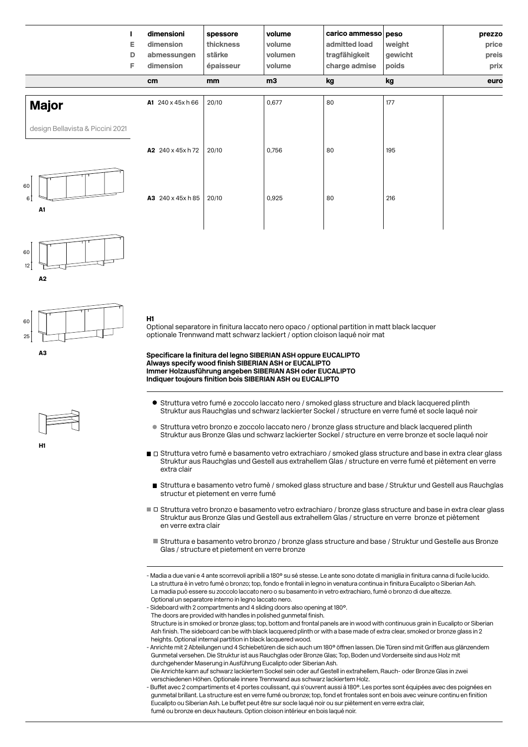| I<br>E<br>D<br>F | dimensioni<br>dimension<br>abmessungen<br>dimension | spessore<br>thickness<br>stärke<br>épaisseur | volume<br>volume<br>volumen<br>volume | carico ammesso<br>admitted load<br>tragfähigkeit<br>charge admise | peso<br>weight<br>gewicht<br>poids | prezzo<br>price<br>preis<br>prix |
|---|---|---|---|---|---|---|
| | cm | mm | m3 | kg | kg | euro |
| **Major**<br>design Bellavista & Piccini 2021 | **A1** 240 x 45x h 66 | 20/10 | 0,677 | 80 | 177 | |
| | **A2** 240 x 45x h 72 | 20/10 | 0,756 | 80 | 195 | |
| | **A3** 240 x 45x h 85 | 20/10 | 0,925 | 80 | 216 | |

60
6
**A1**

60
12
**A2**

60
25
**A3**

**H1**

**H1**
Optional separatore in finitura laccato nero opaco / optional partition in matt black lacquer
optionale Trennwand matt schwarz lackiert / option cloison laqué noir mat

**Specificare la finitura del legno SIBERIAN ASH oppure EUCALIPTO**
**Always specify wood finish SIBERIAN ASH or EUCALIPTO**
**Immer Holzausführung angeben SIBERIAN ASH oder EUCALIPTO**
**Indiquer toujours finition bois SIBERIAN ASH ou EUCALIPTO**

- ● Struttura vetro fumé e zoccolo laccato nero / smoked glass structure and black lacquered plinth
  Struktur aus Rauchglas und schwarz lackierter Sockel / structure en verre fumé et socle laqué noir
- ● Struttura vetro bronzo e zoccolo laccato nero / bronze glass structure and black lacquered plinth
  Struktur aus Bronze Glas und schwarz lackierter Sockel / structure en verre bronze et socle laqué noir
- ■ □ Struttura vetro fumè e basamento vetro extrachiaro / smoked glass structure and base in extra clear glass
  Struktur aus Rauchglas und Gestell aus extrahellem Glas / structure en verre fumé et piètement en verre extra clair
- ■ Struttura e basamento vetro fumè / smoked glass structure and base / Struktur und Gestell aus Rauchglas
  structur et pietement en verre fumé
- ■ □ Struttura vetro bronzo e basamento vetro extrachiaro / bronze glass structure and base in extra clear glass
  Struktur aus Bronze Glas und Gestell aus extrahellem Glas / structure en verre bronze et piètement en verre extra clair
- ■ Struttura e basamento vetro bronzo / bronze glass structure and base / Struktur und Gestelle aus Bronze
  Glas / structure et pietement en verre bronze

- Madia a due vani e 4 ante scorrevoli apribili a 180° su sé stesse. Le ante sono dotate di maniglia in finitura canna di fucile lucido.
  La struttura è in vetro fumè o bronzo; top, fondo e frontali in legno in venatura continua in finitura Eucalipto o Siberian Ash.
  La madia può essere su zoccolo laccato nero o su basamento in vetro extrachiaro, fumè o bronzo di due altezze.
  Optional un separatore interno in legno laccato nero.
- Sideboard with 2 compartments and 4 sliding doors also opening at 180°.
  The doors are provided with handles in polished gunmetal finish.
  Structure is in smoked or bronze glass; top, bottom and frontal panels are in wood with continuous grain in Eucalipto or Siberian Ash finish. The sideboard can be with black lacquered plinth or with a base made of extra clear, smoked or bronze glass in 2 heights. Optional internal partition in black lacquered wood.
- Anrichte mit 2 Abteilungen und 4 Schiebetüren die sich auch um 180° öffnen lassen. Die Türen sind mit Griffen aus glänzendem Gunmetal versehen. Die Struktur ist aus Rauchglas oder Bronze Glas; Top, Boden und Vorderseite sind aus Holz mit durchgehender Maserung in Ausführung Eucalipto oder Siberian Ash.
  Die Anrichte kann auf schwarz lackiertem Sockel sein oder auf Gestell in extrahellem, Rauch- oder Bronze Glas in zwei verschiedenen Höhen. Optionale innere Trennwand aus schwarz lackiertem Holz.
- Buffet avec 2 compartiments et 4 portes coulissant, qui s'ouvrent aussi à 180°. Les portes sont équipées avec des poignées en gunmetal brillant. La structure est en verre fumé ou bronze; top, fond et frontales sont en bois avec veinure continu en finition Eucalipto ou Siberian Ash. Le buffet peut être sur socle laqué noir ou sur piètement en verre extra clair, fumé ou bronze en deux hauteurs. Option cloison intérieur en bois laqué noir.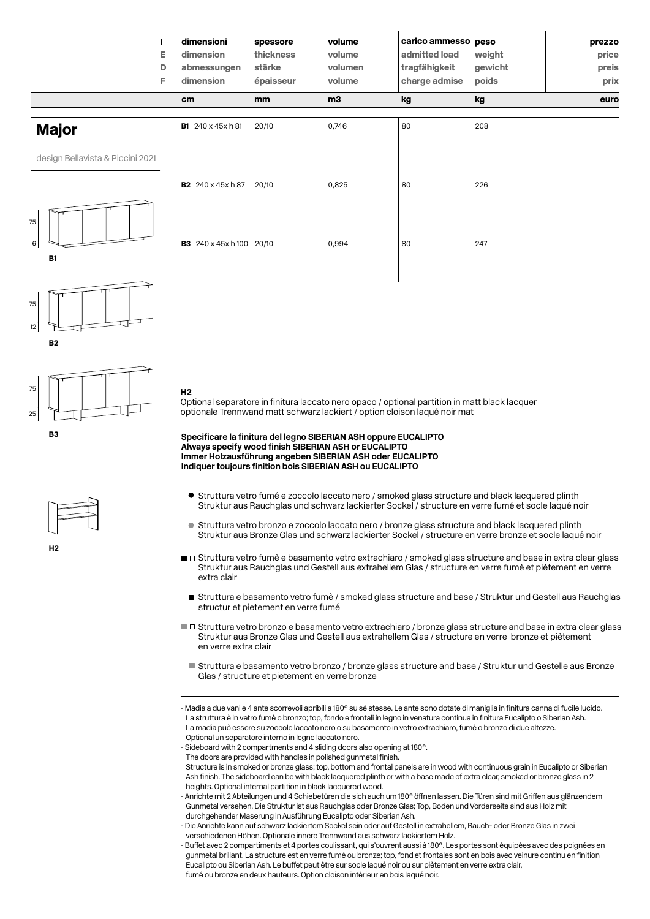| I / E / D / F | dimensioni / dimension / abmessungen / dimension | spessore / thickness / stärke / épaisseur | volume / volume / volumen / volume | carico ammesso / admitted load / tragfähigkeit / charge admise | peso / weight / gewicht / poids | prezzo / price / preis / prix |
|---|---|---|---|---|---|---|
| | cm | mm | m3 | kg | kg | euro |
| **Major** design Bellavista & Piccini 2021 | **B1** 240 x 45x h 81 | 20/10 | 0,746 | 80 | 208 | |
| | **B2** 240 x 45x h 87 | 20/10 | 0,825 | 80 | 226 | |
| | **B3** 240 x 45x h 100 | 20/10 | 0,994 | 80 | 247 | |

B1: 75 / 6

B2: 75 / 12

B3: 75 / 25

H2

**H2**
Optional separatore in finitura laccato nero opaco / optional partition in matt black lacquer
optionale Trennwand matt schwarz lackiert / option cloison laqué noir mat

**Specificare la finitura del legno SIBERIAN ASH oppure EUCALIPTO**
**Always specify wood finish SIBERIAN ASH or EUCALIPTO**
**Immer Holzausführung angeben SIBERIAN ASH oder EUCALIPTO**
**Indiquer toujours finition bois SIBERIAN ASH ou EUCALIPTO**

- ● Struttura vetro fumé e zoccolo laccato nero / smoked glass structure and black lacquered plinth
  Struktur aus Rauchglas und schwarz lackierter Sockel / structure en verre fumé et socle laqué noir
- ● Struttura vetro bronzo e zoccolo laccato nero / bronze glass structure and black lacquered plinth
  Struktur aus Bronze Glas und schwarz lackierter Sockel / structure en verre bronze et socle laqué noir
- ■ □ Struttura vetro fumè e basamento vetro extrachiaro / smoked glass structure and base in extra clear glass
  Struktur aus Rauchglas und Gestell aus extrahellem Glas / structure en verre fumé et piètement en verre extra clair
- ■ Struttura e basamento vetro fumè / smoked glass structure and base / Struktur und Gestell aus Rauchglas structur et pietement en verre fumé
- ■ □ Struttura vetro bronzo e basamento vetro extrachiaro / bronze glass structure and base in extra clear glass
  Struktur aus Bronze Glas und Gestell aus extrahellem Glas / structure en verre bronze et piètement en verre extra clair
- ■ Struttura e basamento vetro bronzo / bronze glass structure and base / Struktur und Gestelle aus Bronze Glas / structure et pietement en verre bronze

- Madia a due vani e 4 ante scorrevoli apribili a 180° su sé stesse. Le ante sono dotate di maniglia in finitura canna di fucile lucido. La struttura è in vetro fumè o bronzo; top, fondo e frontali in legno in venatura continua in finitura Eucalipto o Siberian Ash. La madia può essere su zoccolo laccato nero o su basamento in vetro extrachiaro, fumè o bronzo di due altezze. Optional un separatore interno in legno laccato nero.
- Sideboard with 2 compartments and 4 sliding doors also opening at 180°. The doors are provided with handles in polished gunmetal finish. Structure is in smoked or bronze glass; top, bottom and frontal panels are in wood with continuous grain in Eucalipto or Siberian Ash finish. The sideboard can be with black lacquered plinth or with a base made of extra clear, smoked or bronze glass in 2 heights. Optional internal partition in black lacquered wood.
- Anrichte mit 2 Abteilungen und 4 Schiebetüren die sich auch um 180° öffnen lassen. Die Türen sind mit Griffen aus glänzendem Gunmetal versehen. Die Struktur ist aus Rauchglas oder Bronze Glas; Top, Boden und Vorderseite sind aus Holz mit durchgehender Maserung in Ausführung Eucalipto oder Siberian Ash.
- Die Anrichte kann auf schwarz lackiertem Sockel sein oder auf Gestell in extrahellem, Rauch- oder Bronze Glas in zwei verschiedenen Höhen. Optionale innere Trennwand aus schwarz lackiertem Holz.
- Buffet avec 2 compartiments et 4 portes coulissant, qui s'ouvrent aussi à 180°. Les portes sont équipées avec des poignées en gunmetal brillant. La structure est en verre fumé ou bronze; top, fond et frontales sont en bois avec veinure continu en finition Eucalipto ou Siberian Ash. Le buffet peut être sur socle laqué noir ou sur piètement en verre extra clair, fumé ou bronze en deux hauteurs. Option cloison intérieur en bois laqué noir.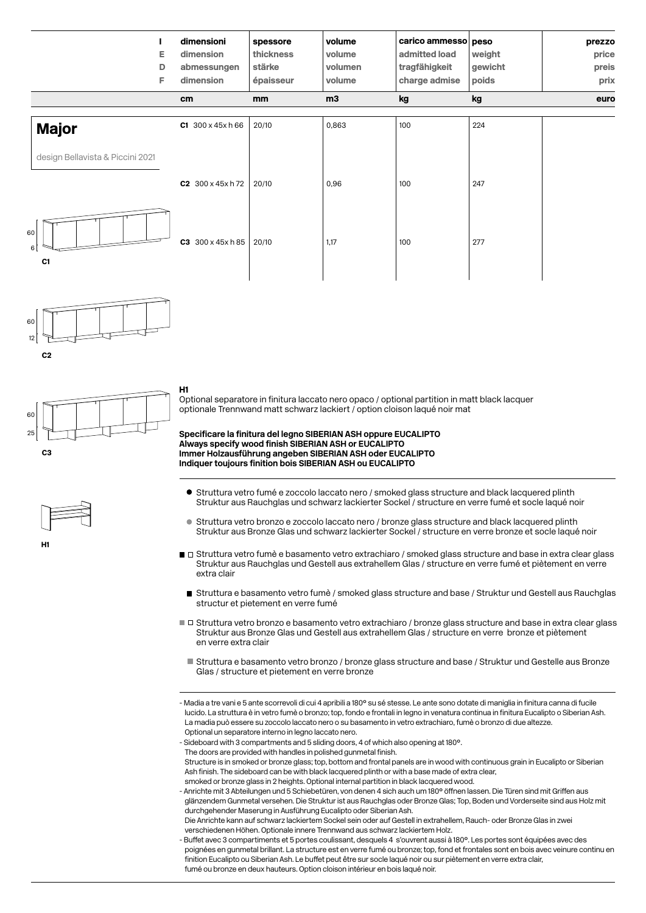| I / E / D / F | dimensioni / dimension / abmessungen / dimension | spessore / thickness / stärke / épaisseur | volume / volume / volumen / volume | carico ammesso / admitted load / tragfähigkeit / charge admise | peso / weight / gewicht / poids | prezzo / price / preis / prix |
|---|---|---|---|---|---|---|
| | cm | mm | m3 | kg | kg | euro |
| **Major** | **C1** 300 x 45x h 66 | 20/10 | 0,863 | 100 | 224 | |
| | **C2** 300 x 45x h 72 | 20/10 | 0,96 | 100 | 247 | |
| | **C3** 300 x 45x h 85 | 20/10 | 1,17 | 100 | 277 | |

design Bellavista & Piccini 2021

60
6
**C1**

60
12
**C2**

60
25
**C3**

**H1**

**H1**
Optional separatore in finitura laccato nero opaco / optional partition in matt black lacquer
optionale Trennwand matt schwarz lackiert / option cloison laqué noir mat

**Specificare la finitura del legno SIBERIAN ASH oppure EUCALIPTO**
**Always specify wood finish SIBERIAN ASH or EUCALIPTO**
**Immer Holzausführung angeben SIBERIAN ASH oder EUCALIPTO**
**Indiquer toujours finition bois SIBERIAN ASH ou EUCALIPTO**

- ● Struttura vetro fumé e zoccolo laccato nero / smoked glass structure and black lacquered plinth
  Struktur aus Rauchglas und schwarz lackierter Sockel / structure en verre fumé et socle laqué noir
- ● Struttura vetro bronzo e zoccolo laccato nero / bronze glass structure and black lacquered plinth
  Struktur aus Bronze Glas und schwarz lackierter Sockel / structure en verre bronze et socle laqué noir
- ■ □ Struttura vetro fumè e basamento vetro extrachiaro / smoked glass structure and base in extra clear glass
  Struktur aus Rauchglas und Gestell aus extrahellem Glas / structure en verre fumé et piètement en verre extra clair
- ■ Struttura e basamento vetro fumè / smoked glass structure and base / Struktur und Gestell aus Rauchglas structur et pietement en verre fumé
- ■ □ Struttura vetro bronzo e basamento vetro extrachiaro / bronze glass structure and base in extra clear glass
  Struktur aus Bronze Glas und Gestell aus extrahellem Glas / structure en verre bronze et piètement en verre extra clair
- ■ Struttura e basamento vetro bronzo / bronze glass structure and base / Struktur und Gestelle aus Bronze Glas / structure et pietement en verre bronze

- Madia a tre vani e 5 ante scorrevoli di cui 4 apribili a 180° su sé stesse. Le ante sono dotate di maniglia in finitura canna di fucile lucido. La struttura è in vetro fumè o bronzo; top, fondo e frontali in legno in venatura continua in finitura Eucalipto o Siberian Ash. La madia può essere su zoccolo laccato nero o su basamento in vetro extrachiaro, fumè o bronzo di due altezze. Optional un separatore interno in legno laccato nero.
- Sideboard with 3 compartments and 5 sliding doors, 4 of which also opening at 180°. The doors are provided with handles in polished gunmetal finish. Structure is in smoked or bronze glass; top, bottom and frontal panels are in wood with continuous grain in Eucalipto or Siberian Ash finish. The sideboard can be with black lacquered plinth or with a base made of extra clear, smoked or bronze glass in 2 heights. Optional internal partition in black lacquered wood.
- Anrichte mit 3 Abteilungen und 5 Schiebetüren, von denen 4 sich auch um 180° öffnen lassen. Die Türen sind mit Griffen aus glänzendem Gunmetal versehen. Die Struktur ist aus Rauchglas oder Bronze Glas; Top, Boden und Vorderseite sind aus Holz mit durchgehender Maserung in Ausführung Eucalipto oder Siberian Ash. Die Anrichte kann auf schwarz lackiertem Sockel sein oder auf Gestell in extrahellem, Rauch- oder Bronze Glas in zwei verschiedenen Höhen. Optionale innere Trennwand aus schwarz lackiertem Holz.
- Buffet avec 3 compartiments et 5 portes coulissant, desquels 4 s'ouvrent aussi à 180°. Les portes sont équipées avec des poignées en gunmetal brillant. La structure est en verre fumé ou bronze; top, fond et frontales sont en bois avec veinure continu en finition Eucalipto ou Siberian Ash. Le buffet peut être sur socle laqué noir ou sur piètement en verre extra clair, fumé ou bronze en deux hauteurs. Option cloison intérieur en bois laqué noir.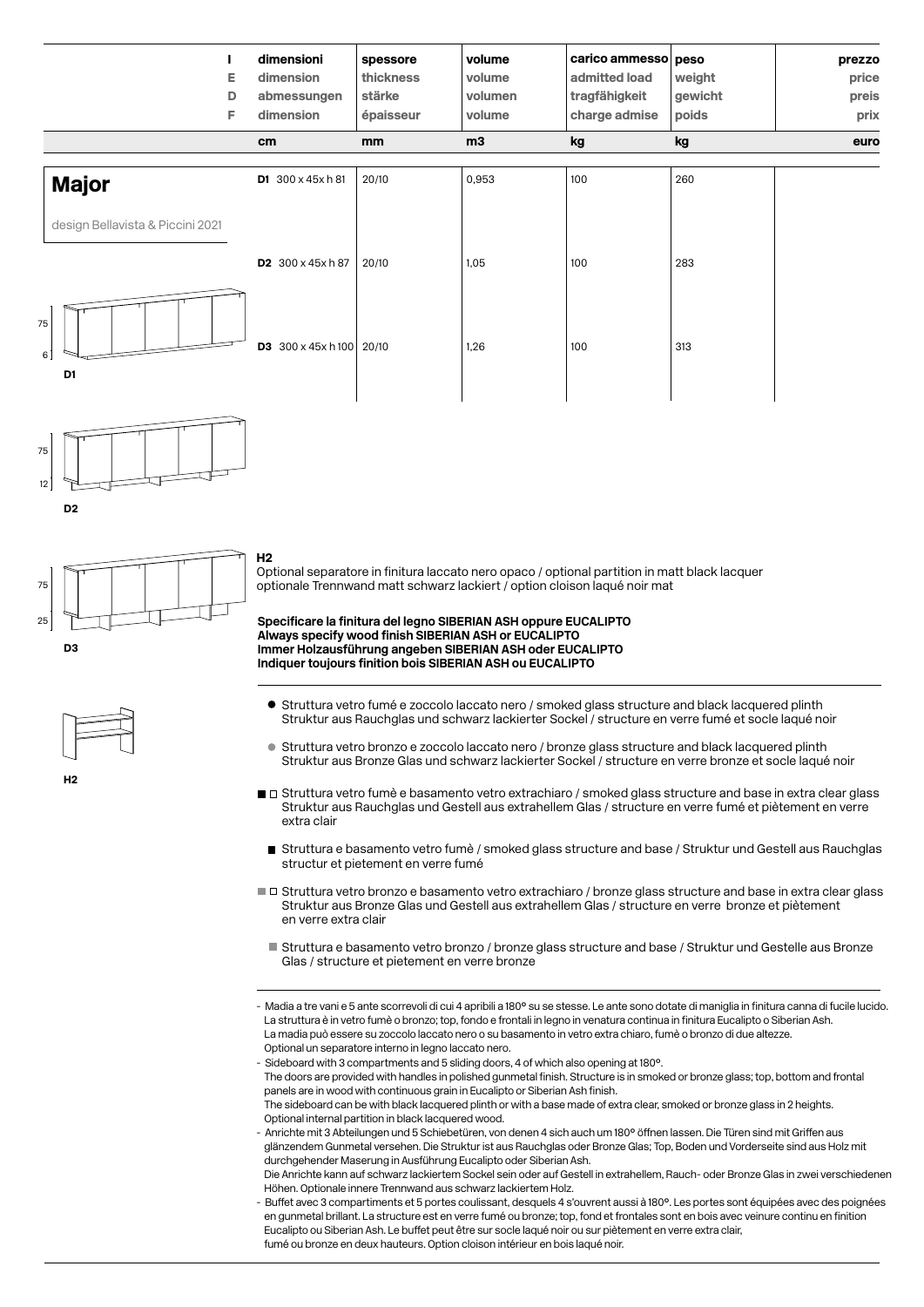| I / E / D / F | dimensioni / dimension / abmessungen / dimension | spessore / thickness / stärke / épaisseur | volume / volume / volumen / volume | carico ammesso / admitted load / tragfähigkeit / charge admise | peso / weight / gewicht / poids | prezzo / price / preis / prix |
|---|---|---|---|---|---|---|
| | cm | mm | m3 | kg | kg | euro |
| **Major** design Bellavista & Piccini 2021 | D1 300 x 45 x h 81 | 20/10 | 0,953 | 100 | 260 | |
| | D2 300 x 45 x h 87 | 20/10 | 1,05 | 100 | 283 | |
| | D3 300 x 45 x h 100 | 20/10 | 1,26 | 100 | 313 | |

75
6
D1

75
12
D2

75
25
D3

H2

**H2**
Optional separatore in finitura laccato nero opaco / optional partition in matt black lacquer
optionale Trennwand matt schwarz lackiert / option cloison laqué noir mat

**Specificare la finitura del legno SIBERIAN ASH oppure EUCALIPTO**
**Always specify wood finish SIBERIAN ASH or EUCALIPTO**
**Immer Holzausführung angeben SIBERIAN ASH oder EUCALIPTO**
**Indiquer toujours finition bois SIBERIAN ASH ou EUCALIPTO**

- ● Struttura vetro fumé e zoccolo laccato nero / smoked glass structure and black lacquered plinth
  Struktur aus Rauchglas und schwarz lackierter Sockel / structure en verre fumé et socle laqué noir
- ● Struttura vetro bronzo e zoccolo laccato nero / bronze glass structure and black lacquered plinth
  Struktur aus Bronze Glas und schwarz lackierter Sockel / structure en verre bronze et socle laqué noir
- ■ □ Struttura vetro fumè e basamento vetro extrachiaro / smoked glass structure and base in extra clear glass
  Struktur aus Rauchglas und Gestell aus extrahellem Glas / structure en verre fumé et piètement en verre extra clair
- ■ Struttura e basamento vetro fumè / smoked glass structure and base / Struktur und Gestell aus Rauchglas structur et pietement en verre fumé
- ■ □ Struttura vetro bronzo e basamento vetro extrachiaro / bronze glass structure and base in extra clear glass
  Struktur aus Bronze Glas und Gestell aus extrahellem Glas / structure en verre bronze et piètement en verre extra clair
- ■ Struttura e basamento vetro bronzo / bronze glass structure and base / Struktur und Gestelle aus Bronze Glas / structure et pietement en verre bronze

- Madia a tre vani e 5 ante scorrevoli di cui 4 apribili a 180° su se stesse. Le ante sono dotate di maniglia in finitura canna di fucile lucido. La struttura è in vetro fumè o bronzo; top, fondo e frontali in legno in venatura continua in finitura Eucalipto o Siberian Ash. La madia può essere su zoccolo laccato nero o su basamento in vetro extra chiaro, fumè o bronzo di due altezze. Optional un separatore interno in legno laccato nero.
- Sideboard with 3 compartments and 5 sliding doors, 4 of which also opening at 180°. The doors are provided with handles in polished gunmetal finish. Structure is in smoked or bronze glass; top, bottom and frontal panels are in wood with continuous grain in Eucalipto or Siberian Ash finish. The sideboard can be with black lacquered plinth or with a base made of extra clear, smoked or bronze glass in 2 heights. Optional internal partition in black lacquered wood.
- Anrichte mit 3 Abteilungen und 5 Schiebetüren, von denen 4 sich auch um 180° öffnen lassen. Die Türen sind mit Griffen aus glänzendem Gunmetal versehen. Die Struktur ist aus Rauchglas oder Bronze Glas; Top, Boden und Vorderseite sind aus Holz mit durchgehender Maserung in Ausführung Eucalipto oder Siberian Ash. Die Anrichte kann auf schwarz lackiertem Sockel sein oder auf Gestell in extrahellem, Rauch- oder Bronze Glas in zwei verschiedenen Höhen. Optionale innere Trennwand aus schwarz lackiertem Holz.
- Buffet avec 3 compartiments et 5 portes coulissant, desquels 4 s'ouvrent aussi à 180°. Les portes sont équipées avec des poignées en gunmetal brillant. La structure est en verre fumé ou bronze; top, fond et frontales sont en bois avec veinure continu en finition Eucalipto ou Siberian Ash. Le buffet peut être sur socle laqué noir ou sur piètement en verre extra clair, fumé ou bronze en deux hauteurs. Option cloison intérieur en bois laqué noir.